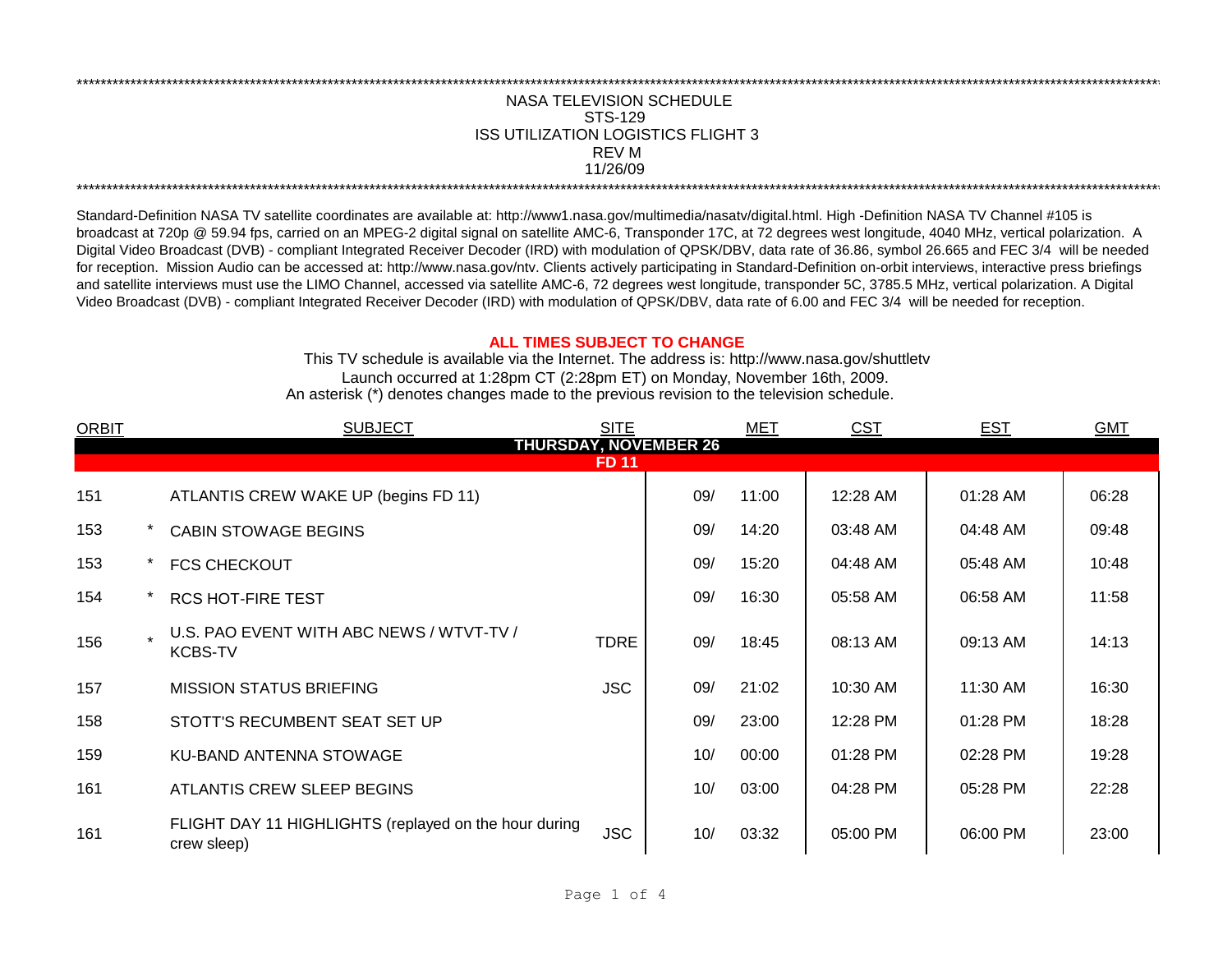NASA TELEVISION SCHEDULE
STS-129
ISS UTILIZATION LOGISTICS FLIGHT 3
REV M
11/26/09

Standard-Definition NASA TV satellite coordinates are available at: http://www1.nasa.gov/multimedia/nasatv/digital.html. High -Definition NASA TV Channel #105 is broadcast at 720p @ 59.94 fps, carried on an MPEG-2 digital signal on satellite AMC-6, Transponder 17C, at 72 degrees west longitude, 4040 MHz, vertical polarization. A Digital Video Broadcast (DVB) - compliant Integrated Receiver Decoder (IRD) with modulation of QPSK/DBV, data rate of 36.86, symbol 26.665 and FEC 3/4 will be needed for reception. Mission Audio can be accessed at: http://www.nasa.gov/ntv. Clients actively participating in Standard-Definition on-orbit interviews, interactive press briefings and satellite interviews must use the LIMO Channel, accessed via satellite AMC-6, 72 degrees west longitude, transponder 5C, 3785.5 MHz, vertical polarization. A Digital Video Broadcast (DVB) - compliant Integrated Receiver Decoder (IRD) with modulation of QPSK/DBV, data rate of 6.00 and FEC 3/4 will be needed for reception.

**ALL TIMES SUBJECT TO CHANGE**

This TV schedule is available via the Internet. The address is: http://www.nasa.gov/shuttletv
Launch occurred at 1:28pm CT (2:28pm ET) on Monday, November 16th, 2009.
An asterisk (*) denotes changes made to the previous revision to the television schedule.

| ORBIT | | SUBJECT | SITE | | MET | CST | EST | GMT |
|---|---|---|---|---|---|---|---|---|
| **THURSDAY, NOVEMBER 26** | | | | | | | | |
| **FD 11** | | | | | | | | |
| 151 | | ATLANTIS CREW WAKE UP (begins FD 11) | | 09/ | 11:00 | 12:28 AM | 01:28 AM | 06:28 |
| 153 | * | CABIN STOWAGE BEGINS | | 09/ | 14:20 | 03:48 AM | 04:48 AM | 09:48 |
| 153 | * | FCS CHECKOUT | | 09/ | 15:20 | 04:48 AM | 05:48 AM | 10:48 |
| 154 | * | RCS HOT-FIRE TEST | | 09/ | 16:30 | 05:58 AM | 06:58 AM | 11:58 |
| 156 | * | U.S. PAO EVENT WITH ABC NEWS / WTVT-TV / KCBS-TV | TDRE | 09/ | 18:45 | 08:13 AM | 09:13 AM | 14:13 |
| 157 | | MISSION STATUS BRIEFING | JSC | 09/ | 21:02 | 10:30 AM | 11:30 AM | 16:30 |
| 158 | | STOTT'S RECUMBENT SEAT SET UP | | 09/ | 23:00 | 12:28 PM | 01:28 PM | 18:28 |
| 159 | | KU-BAND ANTENNA STOWAGE | | 10/ | 00:00 | 01:28 PM | 02:28 PM | 19:28 |
| 161 | | ATLANTIS CREW SLEEP BEGINS | | 10/ | 03:00 | 04:28 PM | 05:28 PM | 22:28 |
| 161 | | FLIGHT DAY 11 HIGHLIGHTS (replayed on the hour during crew sleep) | JSC | 10/ | 03:32 | 05:00 PM | 06:00 PM | 23:00 |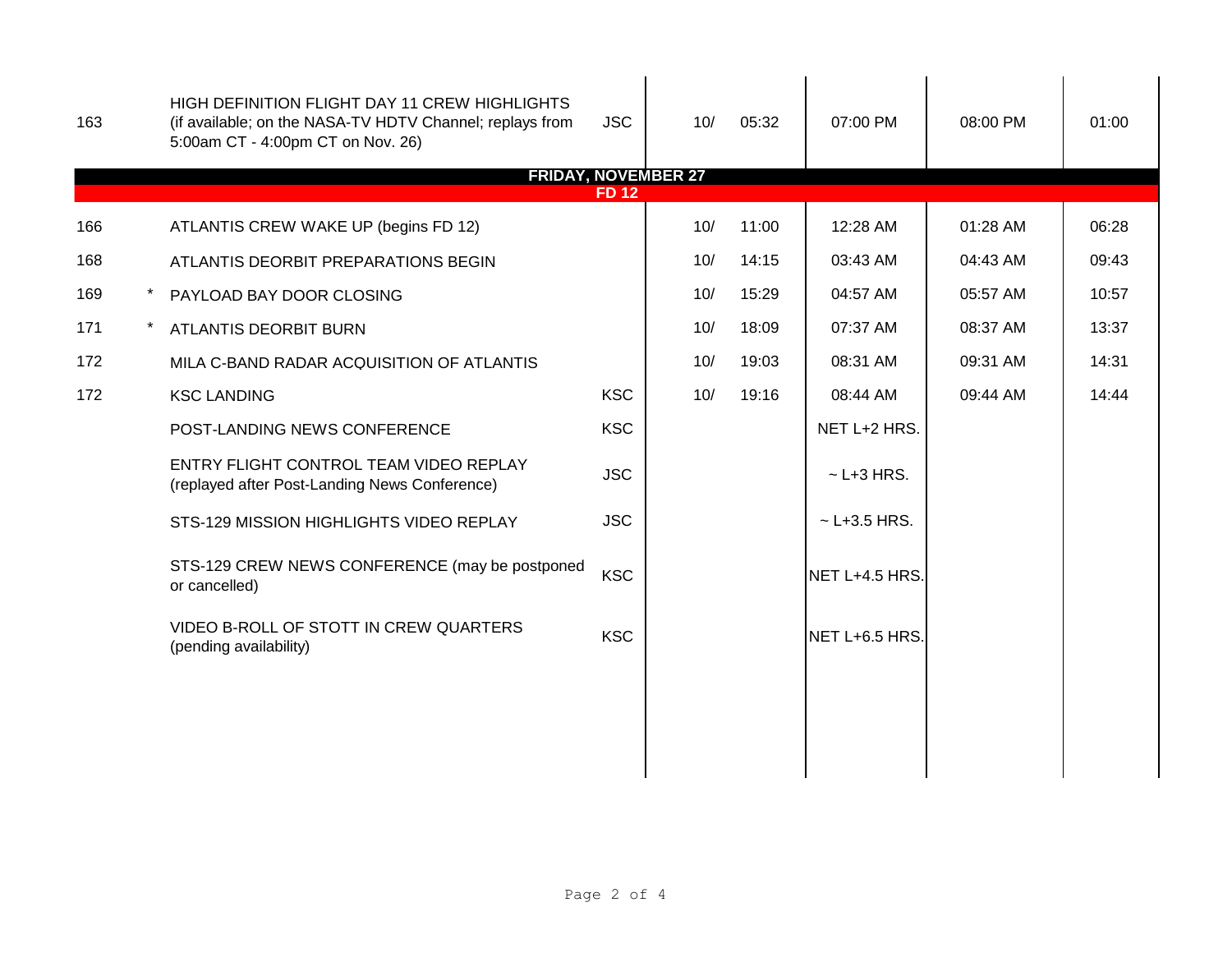| | | | | | | | | |
|---|---|---|---|---|---|---|---|---|
| 163 | | HIGH DEFINITION FLIGHT DAY 11 CREW HIGHLIGHTS (if available; on the NASA-TV HDTV Channel; replays from 5:00am CT - 4:00pm CT on Nov. 26) | JSC | 10/ | 05:32 | 07:00 PM | 08:00 PM | 01:00 |
| **FRIDAY, NOVEMBER 27** | | | | | | | | |
| **FD 12** | | | | | | | | |
| 166 | | ATLANTIS CREW WAKE UP (begins FD 12) | | 10/ | 11:00 | 12:28 AM | 01:28 AM | 06:28 |
| 168 | | ATLANTIS DEORBIT PREPARATIONS BEGIN | | 10/ | 14:15 | 03:43 AM | 04:43 AM | 09:43 |
| 169 | * | PAYLOAD BAY DOOR CLOSING | | 10/ | 15:29 | 04:57 AM | 05:57 AM | 10:57 |
| 171 | * | ATLANTIS DEORBIT BURN | | 10/ | 18:09 | 07:37 AM | 08:37 AM | 13:37 |
| 172 | | MILA C-BAND RADAR ACQUISITION OF ATLANTIS | | 10/ | 19:03 | 08:31 AM | 09:31 AM | 14:31 |
| 172 | | KSC LANDING | KSC | 10/ | 19:16 | 08:44 AM | 09:44 AM | 14:44 |
| | | POST-LANDING NEWS CONFERENCE | KSC | | | NET L+2 HRS. | | |
| | | ENTRY FLIGHT CONTROL TEAM VIDEO REPLAY (replayed after Post-Landing News Conference) | JSC | | | ~ L+3 HRS. | | |
| | | STS-129 MISSION HIGHLIGHTS VIDEO REPLAY | JSC | | | ~ L+3.5 HRS. | | |
| | | STS-129 CREW NEWS CONFERENCE (may be postponed or cancelled) | KSC | | | NET L+4.5 HRS. | | |
| | | VIDEO B-ROLL OF STOTT IN CREW QUARTERS (pending availability) | KSC | | | NET L+6.5 HRS. | | |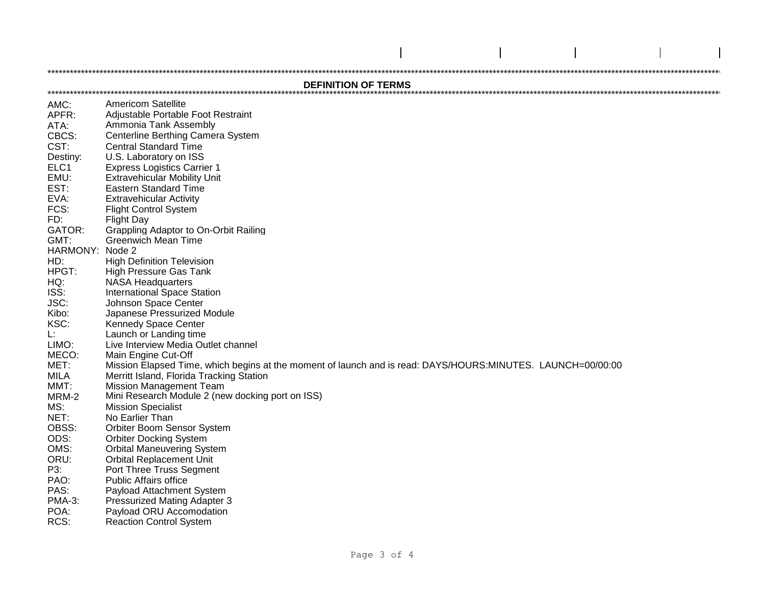## DEFINITION OF TERMS

| | |
|---|---|
| AMC: | Americom Satellite |
| APFR: | Adjustable Portable Foot Restraint |
| ATA: | Ammonia Tank Assembly |
| CBCS: | Centerline Berthing Camera System |
| CST: | Central Standard Time |
| Destiny: | U.S. Laboratory on ISS |
| ELC1 | Express Logistics Carrier 1 |
| EMU: | Extravehicular Mobility Unit |
| EST: | Eastern Standard Time |
| EVA: | Extravehicular Activity |
| FCS: | Flight Control System |
| FD: | Flight Day |
| GATOR: | Grappling Adaptor to On-Orbit Railing |
| GMT: | Greenwich Mean Time |
| HARMONY: | Node 2 |
| HD: | High Definition Television |
| HPGT: | High Pressure Gas Tank |
| HQ: | NASA Headquarters |
| ISS: | International Space Station |
| JSC: | Johnson Space Center |
| Kibo: | Japanese Pressurized Module |
| KSC: | Kennedy Space Center |
| L: | Launch or Landing time |
| LIMO: | Live Interview Media Outlet channel |
| MECO: | Main Engine Cut-Off |
| MET: | Mission Elapsed Time, which begins at the moment of launch and is read: DAYS/HOURS:MINUTES. LAUNCH=00/00:00 |
| MILA | Merritt Island, Florida Tracking Station |
| MMT: | Mission Management Team |
| MRM-2 | Mini Research Module 2 (new docking port on ISS) |
| MS: | Mission Specialist |
| NET: | No Earlier Than |
| OBSS: | Orbiter Boom Sensor System |
| ODS: | Orbiter Docking System |
| OMS: | Orbital Maneuvering System |
| ORU: | Orbital Replacement Unit |
| P3: | Port Three Truss Segment |
| PAO: | Public Affairs office |
| PAS: | Payload Attachment System |
| PMA-3: | Pressurized Mating Adapter 3 |
| POA: | Payload ORU Accomodation |
| RCS: | Reaction Control System |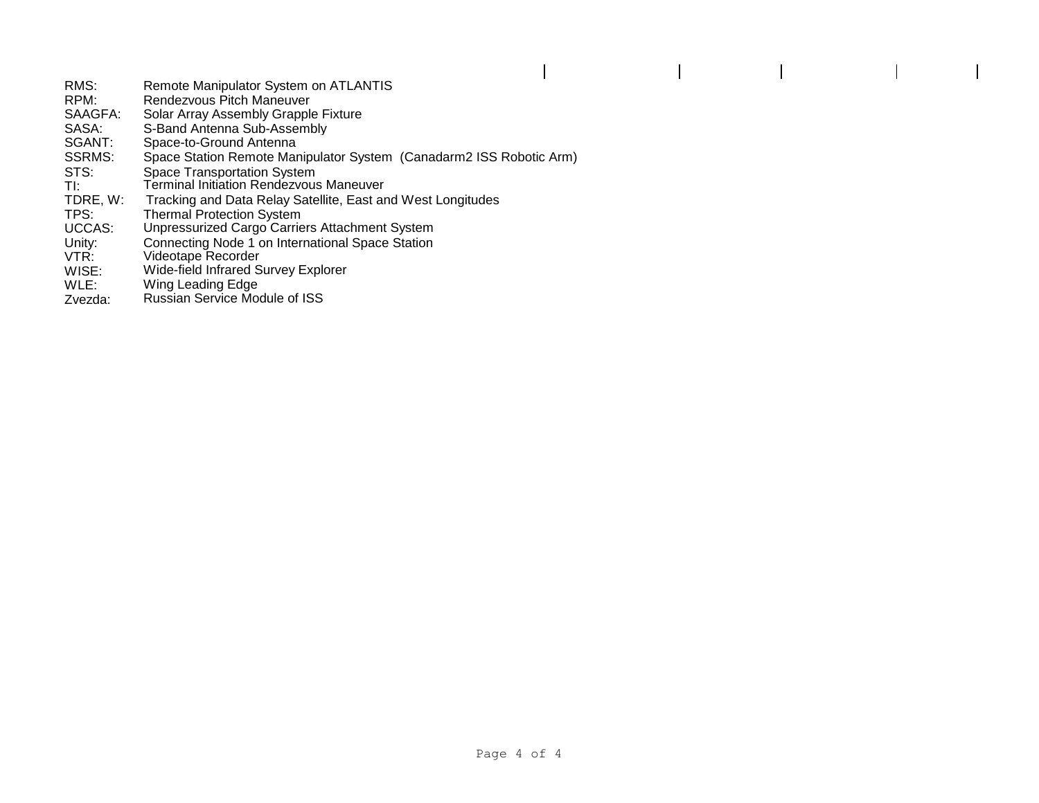RMS: Remote Manipulator System on ATLANTIS
RPM: Rendezvous Pitch Maneuver
SAAGFA: Solar Array Assembly Grapple Fixture
SASA: S-Band Antenna Sub-Assembly
SGANT: Space-to-Ground Antenna
SSRMS: Space Station Remote Manipulator System (Canadarm2 ISS Robotic Arm)
STS: Space Transportation System
TI: Terminal Initiation Rendezvous Maneuver
TDRE, W: Tracking and Data Relay Satellite, East and West Longitudes
TPS: Thermal Protection System
UCCAS: Unpressurized Cargo Carriers Attachment System
Unity: Connecting Node 1 on International Space Station
VTR: Videotape Recorder
WISE: Wide-field Infrared Survey Explorer
WLE: Wing Leading Edge
Zvezda: Russian Service Module of ISS